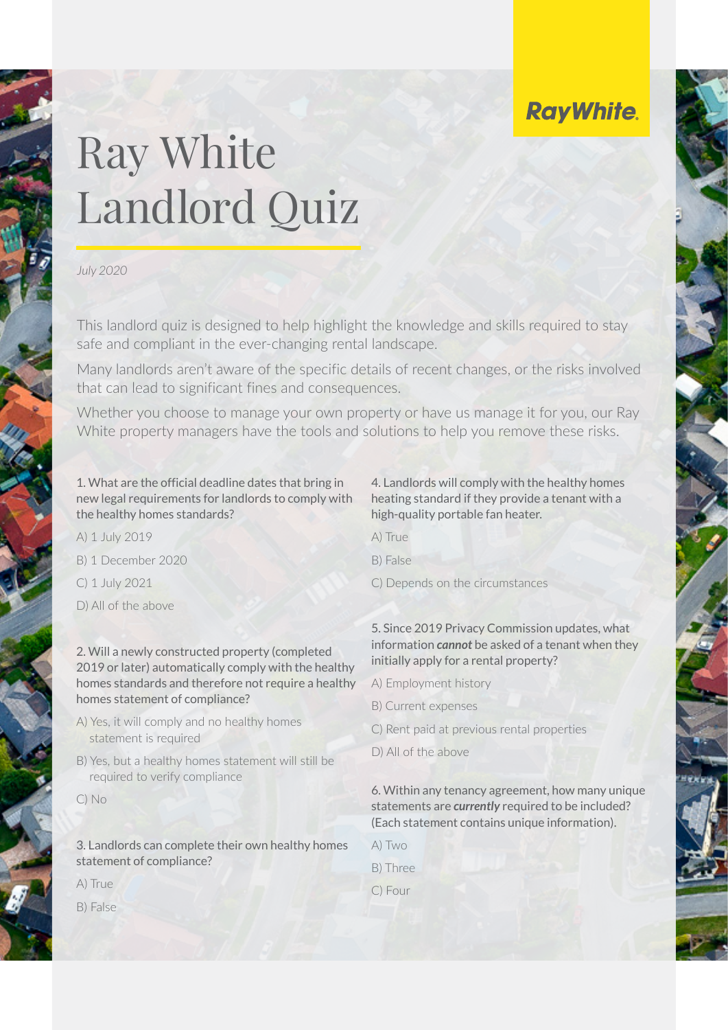RayWhite.

# Ray White Landlord Quiz

*July 2020*

This landlord quiz is designed to help highlight the knowledge and skills required to stay safe and compliant in the ever-changing rental landscape.

Many landlords aren't aware of the specific details of recent changes, or the risks involved that can lead to significant fines and consequences.

Whether you choose to manage your own property or have us manage it for you, our Ray White property managers have the tools and solutions to help you remove these risks.

1. What are the official deadline dates that bring in new legal requirements for landlords to comply with the healthy homes standards?

A) 1 July 2019

B) 1 December 2020

C) 1 July 2021

D) All of the above

2. Will a newly constructed property (completed 2019 or later) automatically comply with the healthy homes standards and therefore not require a healthy homes statement of compliance?

A) Yes, it will comply and no healthy homes statement is required

B) Yes, but a healthy homes statement will still be required to verify compliance

C) No

3. Landlords can complete their own healthy homes statement of compliance?

A) True

B) False

4. Landlords will comply with the healthy homes heating standard if they provide a tenant with a high-quality portable fan heater.

A) True

B) False

C) Depends on the circumstances

5. Since 2019 Privacy Commission updates, what information ***cannot*** be asked of a tenant when they initially apply for a rental property?

A) Employment history

B) Current expenses

C) Rent paid at previous rental properties

D) All of the above

6. Within any tenancy agreement, how many unique statements are ***currently*** required to be included? (Each statement contains unique information).

A) Two

B) Three

C) Four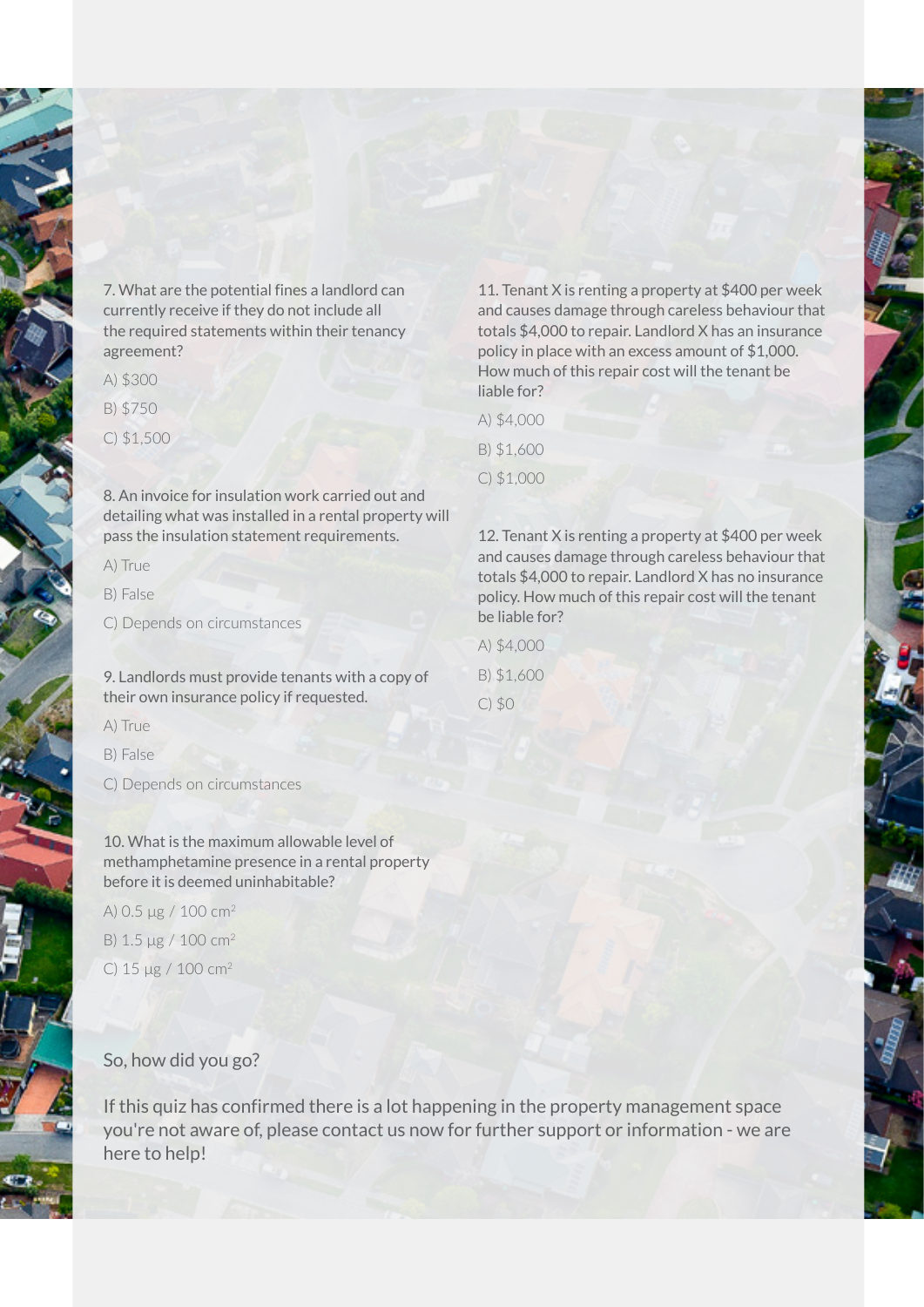7. What are the potential fines a landlord can currently receive if they do not include all the required statements within their tenancy agreement?

A) $300

B) $750

C) $1,500

8. An invoice for insulation work carried out and detailing what was installed in a rental property will pass the insulation statement requirements.

A) True

B) False

C) Depends on circumstances

9. Landlords must provide tenants with a copy of their own insurance policy if requested.

A) True

B) False

C) Depends on circumstances

10. What is the maximum allowable level of methamphetamine presence in a rental property before it is deemed uninhabitable?

A) 0.5 µg / 100 $cm^2$

B) 1.5 µg / 100 $cm^2$

C) 15 µg / 100 $cm^2$

11. Tenant X is renting a property at $400 per week and causes damage through careless behaviour that totals $4,000 to repair. Landlord X has an insurance policy in place with an excess amount of $1,000. How much of this repair cost will the tenant be liable for?

A) $4,000

B) $1,600

C) $1,000

12. Tenant X is renting a property at $400 per week and causes damage through careless behaviour that totals $4,000 to repair. Landlord X has no insurance policy. How much of this repair cost will the tenant be liable for?

A) $4,000

B) $1,600

C) $0

So, how did you go?

If this quiz has confirmed there is a lot happening in the property management space you're not aware of, please contact us now for further support or information - we are here to help!